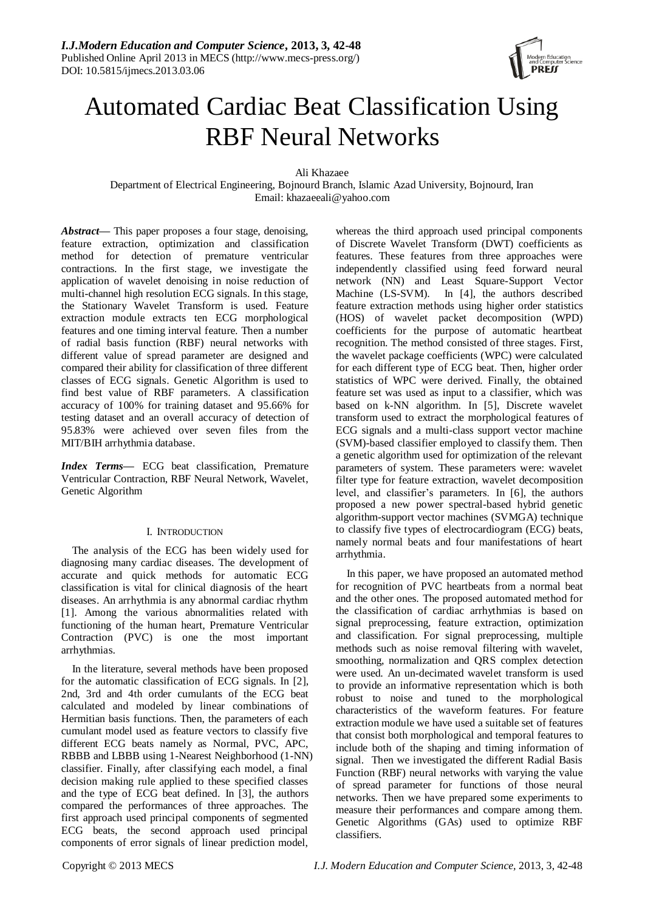# Automated Cardiac Beat Classification Using RBF Neural Networks

Ali Khazaee

Department of Electrical Engineering, Bojnourd Branch, Islamic Azad University, Bojnourd, Iran

Email: khazaeeali@yahoo.com

***Abstract*—** This paper proposes a four stage, denoising, feature extraction, optimization and classification method for detection of premature ventricular contractions. In the first stage, we investigate the application of wavelet denoising in noise reduction of multi-channel high resolution ECG signals. In this stage, the Stationary Wavelet Transform is used. Feature extraction module extracts ten ECG morphological features and one timing interval feature. Then a number of radial basis function (RBF) neural networks with different value of spread parameter are designed and compared their ability for classification of three different classes of ECG signals. Genetic Algorithm is used to find best value of RBF parameters. A classification accuracy of 100% for training dataset and 95.66% for testing dataset and an overall accuracy of detection of 95.83% were achieved over seven files from the MIT/BIH arrhythmia database.

***Index Terms*—** ECG beat classification, Premature Ventricular Contraction, RBF Neural Network, Wavelet, Genetic Algorithm

## I. Introduction

The analysis of the ECG has been widely used for diagnosing many cardiac diseases. The development of accurate and quick methods for automatic ECG classification is vital for clinical diagnosis of the heart diseases. An arrhythmia is any abnormal cardiac rhythm [1]. Among the various abnormalities related with functioning of the human heart, Premature Ventricular Contraction (PVC) is one the most important arrhythmias.

In the literature, several methods have been proposed for the automatic classification of ECG signals. In [2], 2nd, 3rd and 4th order cumulants of the ECG beat calculated and modeled by linear combinations of Hermitian basis functions. Then, the parameters of each cumulant model used as feature vectors to classify five different ECG beats namely as Normal, PVC, APC, RBBB and LBBB using 1-Nearest Neighborhood (1-NN) classifier. Finally, after classifying each model, a final decision making rule applied to these specified classes and the type of ECG beat defined. In [3], the authors compared the performances of three approaches. The first approach used principal components of segmented ECG beats, the second approach used principal components of error signals of linear prediction model, whereas the third approach used principal components of Discrete Wavelet Transform (DWT) coefficients as features. These features from three approaches were independently classified using feed forward neural network (NN) and Least Square-Support Vector Machine (LS-SVM). In [4], the authors described feature extraction methods using higher order statistics (HOS) of wavelet packet decomposition (WPD) coefficients for the purpose of automatic heartbeat recognition. The method consisted of three stages. First, the wavelet package coefficients (WPC) were calculated for each different type of ECG beat. Then, higher order statistics of WPC were derived. Finally, the obtained feature set was used as input to a classifier, which was based on k-NN algorithm. In [5], Discrete wavelet transform used to extract the morphological features of ECG signals and a multi-class support vector machine (SVM)-based classifier employed to classify them. Then a genetic algorithm used for optimization of the relevant parameters of system. These parameters were: wavelet filter type for feature extraction, wavelet decomposition level, and classifier's parameters. In [6], the authors proposed a new power spectral-based hybrid genetic algorithm-support vector machines (SVMGA) technique to classify five types of electrocardiogram (ECG) beats, namely normal beats and four manifestations of heart arrhythmia.

In this paper, we have proposed an automated method for recognition of PVC heartbeats from a normal beat and the other ones. The proposed automated method for the classification of cardiac arrhythmias is based on signal preprocessing, feature extraction, optimization and classification. For signal preprocessing, multiple methods such as noise removal filtering with wavelet, smoothing, normalization and QRS complex detection were used. An un-decimated wavelet transform is used to provide an informative representation which is both robust to noise and tuned to the morphological characteristics of the waveform features. For feature extraction module we have used a suitable set of features that consist both morphological and temporal features to include both of the shaping and timing information of signal. Then we investigated the different Radial Basis Function (RBF) neural networks with varying the value of spread parameter for functions of those neural networks. Then we have prepared some experiments to measure their performances and compare among them. Genetic Algorithms (GAs) used to optimize RBF classifiers.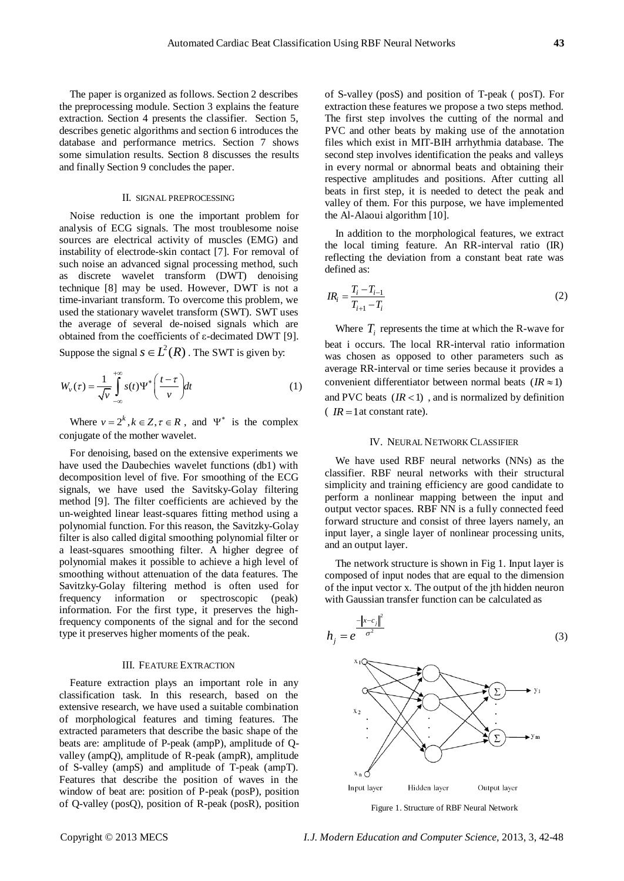The paper is organized as follows. Section 2 describes the preprocessing module. Section 3 explains the feature extraction. Section 4 presents the classifier. Section 5, describes genetic algorithms and section 6 introduces the database and performance metrics. Section 7 shows some simulation results. Section 8 discusses the results and finally Section 9 concludes the paper.

## II. SIGNAL PREPROCESSING

Noise reduction is one the important problem for analysis of ECG signals. The most troublesome noise sources are electrical activity of muscles (EMG) and instability of electrode-skin contact [7]. For removal of such noise an advanced signal processing method, such as discrete wavelet transform (DWT) denoising technique [8] may be used. However, DWT is not a time-invariant transform. To overcome this problem, we used the stationary wavelet transform (SWT). SWT uses the average of several de-noised signals which are obtained from the coefficients of ε-decimated DWT [9]. Suppose the signal $s \in L^2(R)$. The SWT is given by:

$$W_v(\tau) = \frac{1}{\sqrt{v}} \int_{-\infty}^{+\infty} s(t) \Psi^* \left( \frac{t-\tau}{v} \right) dt \tag{1}$$

Where $v = 2^k, k \in Z, \tau \in R$, and $\Psi^*$ is the complex conjugate of the mother wavelet.

For denoising, based on the extensive experiments we have used the Daubechies wavelet functions (db1) with decomposition level of five. For smoothing of the ECG signals, we have used the Savitsky-Golay filtering method [9]. The filter coefficients are achieved by the un-weighted linear least-squares fitting method using a polynomial function. For this reason, the Savitzky-Golay filter is also called digital smoothing polynomial filter or a least-squares smoothing filter. A higher degree of polynomial makes it possible to achieve a high level of smoothing without attenuation of the data features. The Savitzky-Golay filtering method is often used for frequency information or spectroscopic (peak) information. For the first type, it preserves the high-frequency components of the signal and for the second type it preserves higher moments of the peak.

## III. FEATURE EXTRACTION

Feature extraction plays an important role in any classification task. In this research, based on the extensive research, we have used a suitable combination of morphological features and timing features. The extracted parameters that describe the basic shape of the beats are: amplitude of P-peak (ampP), amplitude of Q-valley (ampQ), amplitude of R-peak (ampR), amplitude of S-valley (ampS) and amplitude of T-peak (ampT). Features that describe the position of waves in the window of beat are: position of P-peak (posP), position of Q-valley (posQ), position of R-peak (posR), position of S-valley (posS) and position of T-peak ( posT). For extraction these features we propose a two steps method. The first step involves the cutting of the normal and PVC and other beats by making use of the annotation files which exist in MIT-BIH arrhythmia database. The second step involves identification the peaks and valleys in every normal or abnormal beats and obtaining their respective amplitudes and positions. After cutting all beats in first step, it is needed to detect the peak and valley of them. For this purpose, we have implemented the Al-Alaoui algorithm [10].

In addition to the morphological features, we extract the local timing feature. An RR-interval ratio (IR) reflecting the deviation from a constant beat rate was defined as:

$$IR_i = \frac{T_i - T_{i-1}}{T_{i+1} - T_i} \tag{2}$$

Where $T_i$ represents the time at which the R-wave for beat i occurs. The local RR-interval ratio information was chosen as opposed to other parameters such as average RR-interval or time series because it provides a convenient differentiator between normal beats $(IR \approx 1)$ and PVC beats $(IR < 1)$, and is normalized by definition ($IR = 1$ at constant rate).

## IV. NEURAL NETWORK CLASSIFIER

We have used RBF neural networks (NNs) as the classifier. RBF neural networks with their structural simplicity and training efficiency are good candidate to perform a nonlinear mapping between the input and output vector spaces. RBF NN is a fully connected feed forward structure and consist of three layers namely, an input layer, a single layer of nonlinear processing units, and an output layer.

The network structure is shown in Fig 1. Input layer is composed of input nodes that are equal to the dimension of the input vector x. The output of the jth hidden neuron with Gaussian transfer function can be calculated as

$$h_j = e^{\frac{-\|x-c_j\|^2}{\sigma^2}} \tag{3}$$

Figure 1. Structure of RBF Neural Network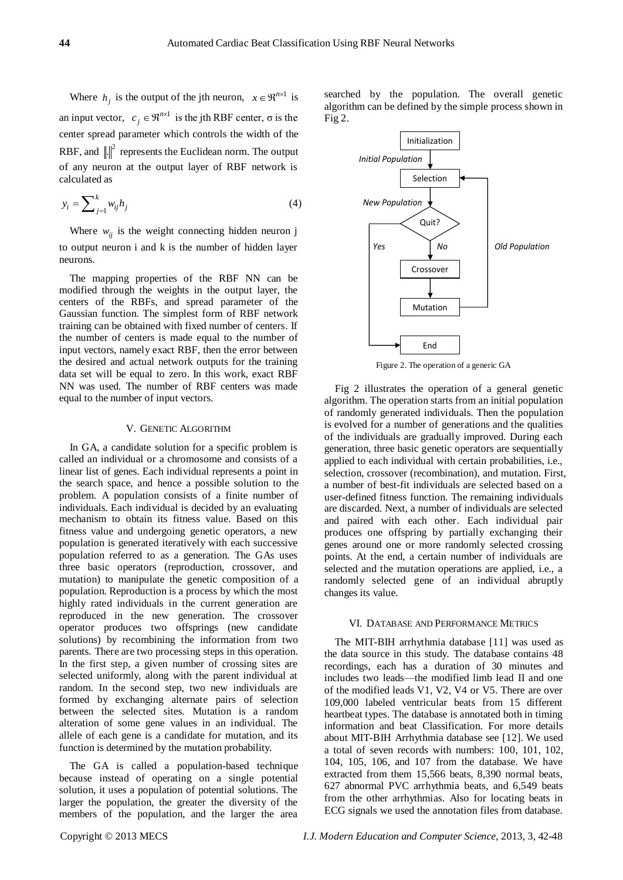Where $h_j$ is the output of the jth neuron, $x \in \Re^{n \times 1}$ is an input vector, $c_j \in \Re^{n \times 1}$ is the jth RBF center, σ is the center spread parameter which controls the width of the RBF, and $\|.\|^2$ represents the Euclidean norm. The output of any neuron at the output layer of RBF network is calculated as

$$y_i = \sum_{j=1}^{k} w_{ij} h_j \tag{4}$$

Where $w_{ij}$ is the weight connecting hidden neuron j to output neuron i and k is the number of hidden layer neurons.

The mapping properties of the RBF NN can be modified through the weights in the output layer, the centers of the RBFs, and spread parameter of the Gaussian function. The simplest form of RBF network training can be obtained with fixed number of centers. If the number of centers is made equal to the number of input vectors, namely exact RBF, then the error between the desired and actual network outputs for the training data set will be equal to zero. In this work, exact RBF NN was used. The number of RBF centers was made equal to the number of input vectors.

## V. Genetic Algorithm

In GA, a candidate solution for a specific problem is called an individual or a chromosome and consists of a linear list of genes. Each individual represents a point in the search space, and hence a possible solution to the problem. A population consists of a finite number of individuals. Each individual is decided by an evaluating mechanism to obtain its fitness value. Based on this fitness value and undergoing genetic operators, a new population is generated iteratively with each successive population referred to as a generation. The GAs uses three basic operators (reproduction, crossover, and mutation) to manipulate the genetic composition of a population. Reproduction is a process by which the most highly rated individuals in the current generation are reproduced in the new generation. The crossover operator produces two offsprings (new candidate solutions) by recombining the information from two parents. There are two processing steps in this operation. In the first step, a given number of crossing sites are selected uniformly, along with the parent individual at random. In the second step, two new individuals are formed by exchanging alternate pairs of selection between the selected sites. Mutation is a random alteration of some gene values in an individual. The allele of each gene is a candidate for mutation, and its function is determined by the mutation probability.

The GA is called a population-based technique because instead of operating on a single potential solution, it uses a population of potential solutions. The larger the population, the greater the diversity of the members of the population, and the larger the area searched by the population. The overall genetic algorithm can be defined by the simple process shown in Fig 2.

Figure 2. The operation of a generic GA

Fig 2 illustrates the operation of a general genetic algorithm. The operation starts from an initial population of randomly generated individuals. Then the population is evolved for a number of generations and the qualities of the individuals are gradually improved. During each generation, three basic genetic operators are sequentially applied to each individual with certain probabilities, i.e., selection, crossover (recombination), and mutation. First, a number of best-fit individuals are selected based on a user-defined fitness function. The remaining individuals are discarded. Next, a number of individuals are selected and paired with each other. Each individual pair produces one offspring by partially exchanging their genes around one or more randomly selected crossing points. At the end, a certain number of individuals are selected and the mutation operations are applied, i.e., a randomly selected gene of an individual abruptly changes its value.

## VI. Database and Performance Metrics

The MIT-BIH arrhythmia database [11] was used as the data source in this study. The database contains 48 recordings, each has a duration of 30 minutes and includes two leads—the modified limb lead II and one of the modified leads V1, V2, V4 or V5. There are over 109,000 labeled ventricular beats from 15 different heartbeat types. The database is annotated both in timing information and beat Classification. For more details about MIT-BIH Arrhythmia database see [12]. We used a total of seven records with numbers: 100, 101, 102, 104, 105, 106, and 107 from the database. We have extracted from them 15,566 beats, 8,390 normal beats, 627 abnormal PVC arrhythmia beats, and 6,549 beats from the other arrhythmias. Also for locating beats in ECG signals we used the annotation files from database.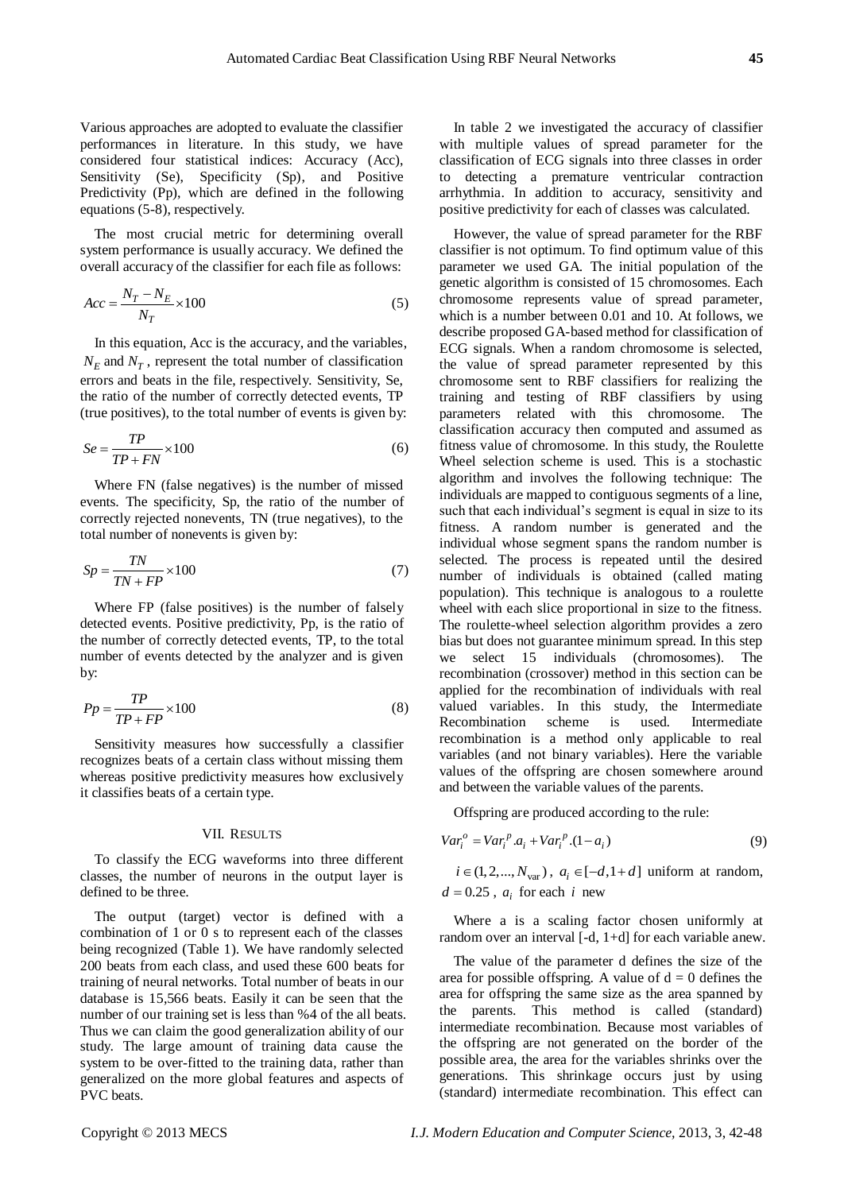Various approaches are adopted to evaluate the classifier performances in literature. In this study, we have considered four statistical indices: Accuracy (Acc), Sensitivity (Se), Specificity (Sp), and Positive Predictivity (Pp), which are defined in the following equations (5-8), respectively.

The most crucial metric for determining overall system performance is usually accuracy. We defined the overall accuracy of the classifier for each file as follows:

$$Acc = \frac{N_T - N_E}{N_T} \times 100 \tag{5}$$

In this equation, Acc is the accuracy, and the variables, $N_E$ and $N_T$, represent the total number of classification errors and beats in the file, respectively. Sensitivity, Se, the ratio of the number of correctly detected events, TP (true positives), to the total number of events is given by:

$$Se = \frac{TP}{TP + FN} \times 100 \tag{6}$$

Where FN (false negatives) is the number of missed events. The specificity, Sp, the ratio of the number of correctly rejected nonevents, TN (true negatives), to the total number of nonevents is given by:

$$Sp = \frac{TN}{TN + FP} \times 100 \tag{7}$$

Where FP (false positives) is the number of falsely detected events. Positive predictivity, Pp, is the ratio of the number of correctly detected events, TP, to the total number of events detected by the analyzer and is given by:

$$Pp = \frac{TP}{TP + FP} \times 100 \tag{8}$$

Sensitivity measures how successfully a classifier recognizes beats of a certain class without missing them whereas positive predictivity measures how exclusively it classifies beats of a certain type.

## VII. RESULTS

To classify the ECG waveforms into three different classes, the number of neurons in the output layer is defined to be three.

The output (target) vector is defined with a combination of 1 or 0 s to represent each of the classes being recognized (Table 1). We have randomly selected 200 beats from each class, and used these 600 beats for training of neural networks. Total number of beats in our database is 15,566 beats. Easily it can be seen that the number of our training set is less than %4 of the all beats. Thus we can claim the good generalization ability of our study. The large amount of training data cause the system to be over-fitted to the training data, rather than generalized on the more global features and aspects of PVC beats.

In table 2 we investigated the accuracy of classifier with multiple values of spread parameter for the classification of ECG signals into three classes in order to detecting a premature ventricular contraction arrhythmia. In addition to accuracy, sensitivity and positive predictivity for each of classes was calculated.

However, the value of spread parameter for the RBF classifier is not optimum. To find optimum value of this parameter we used GA. The initial population of the genetic algorithm is consisted of 15 chromosomes. Each chromosome represents value of spread parameter, which is a number between 0.01 and 10. At follows, we describe proposed GA-based method for classification of ECG signals. When a random chromosome is selected, the value of spread parameter represented by this chromosome sent to RBF classifiers for realizing the training and testing of RBF classifiers by using parameters related with this chromosome. The classification accuracy then computed and assumed as fitness value of chromosome. In this study, the Roulette Wheel selection scheme is used. This is a stochastic algorithm and involves the following technique: The individuals are mapped to contiguous segments of a line, such that each individual's segment is equal in size to its fitness. A random number is generated and the individual whose segment spans the random number is selected. The process is repeated until the desired number of individuals is obtained (called mating population). This technique is analogous to a roulette wheel with each slice proportional in size to the fitness. The roulette-wheel selection algorithm provides a zero bias but does not guarantee minimum spread. In this step we select 15 individuals (chromosomes). The recombination (crossover) method in this section can be applied for the recombination of individuals with real valued variables. In this study, the Intermediate Recombination scheme is used. Intermediate recombination is a method only applicable to real variables (and not binary variables). Here the variable values of the offspring are chosen somewhere around and between the variable values of the parents.

Offspring are produced according to the rule:

$$Var_i^o = Var_i^p . a_i + Var_i^p .(1 - a_i) \tag{9}$$

$i \in (1, 2, ..., N_{\text{var}})$, $a_i \in [-d, 1+d]$ uniform at random, $d = 0.25$, $a_i$ for each $i$ new

Where a is a scaling factor chosen uniformly at random over an interval [-d, 1+d] for each variable anew.

The value of the parameter d defines the size of the area for possible offspring. A value of d = 0 defines the area for offspring the same size as the area spanned by the parents. This method is called (standard) intermediate recombination. Because most variables of the offspring are not generated on the border of the possible area, the area for the variables shrinks over the generations. This shrinkage occurs just by using (standard) intermediate recombination. This effect can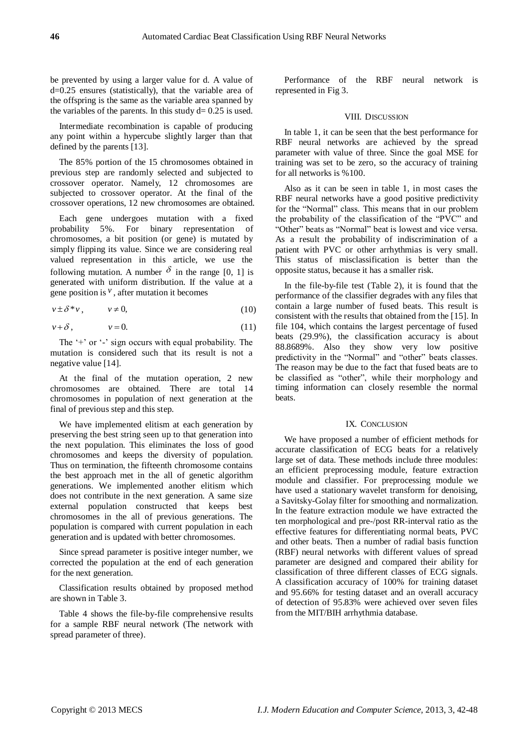be prevented by using a larger value for d. A value of d=0.25 ensures (statistically), that the variable area of the offspring is the same as the variable area spanned by the variables of the parents. In this study d= 0.25 is used.

Intermediate recombination is capable of producing any point within a hypercube slightly larger than that defined by the parents [13].

The 85% portion of the 15 chromosomes obtained in previous step are randomly selected and subjected to crossover operator. Namely, 12 chromosomes are subjected to crossover operator. At the final of the crossover operations, 12 new chromosomes are obtained.

Each gene undergoes mutation with a fixed probability 5%. For binary representation of chromosomes, a bit position (or gene) is mutated by simply flipping its value. Since we are considering real valued representation in this article, we use the following mutation. A number $\delta$ in the range [0, 1] is generated with uniform distribution. If the value at a gene position is $v$, after mutation it becomes

$$v \pm \delta * v, \qquad v \neq 0, \tag{10}$$

$$v + \delta, \qquad v = 0. \tag{11}$$

The '+' or '-' sign occurs with equal probability. The mutation is considered such that its result is not a negative value [14].

At the final of the mutation operation, 2 new chromosomes are obtained. There are total 14 chromosomes in population of next generation at the final of previous step and this step.

We have implemented elitism at each generation by preserving the best string seen up to that generation into the next population. This eliminates the loss of good chromosomes and keeps the diversity of population. Thus on termination, the fifteenth chromosome contains the best approach met in the all of genetic algorithm generations. We implemented another elitism which does not contribute in the next generation. A same size external population constructed that keeps best chromosomes in the all of previous generations. The population is compared with current population in each generation and is updated with better chromosomes.

Since spread parameter is positive integer number, we corrected the population at the end of each generation for the next generation.

Classification results obtained by proposed method are shown in Table 3.

Table 4 shows the file-by-file comprehensive results for a sample RBF neural network (The network with spread parameter of three).

Performance of the RBF neural network is represented in Fig 3.

## VIII. Discussion

In table 1, it can be seen that the best performance for RBF neural networks are achieved by the spread parameter with value of three. Since the goal MSE for training was set to be zero, so the accuracy of training for all networks is %100.

Also as it can be seen in table 1, in most cases the RBF neural networks have a good positive predictivity for the "Normal" class. This means that in our problem the probability of the classification of the "PVC" and "Other" beats as "Normal" beat is lowest and vice versa. As a result the probability of indiscrimination of a patient with PVC or other arrhythmias is very small. This status of misclassification is better than the opposite status, because it has a smaller risk.

In the file-by-file test (Table 2), it is found that the performance of the classifier degrades with any files that contain a large number of fused beats. This result is consistent with the results that obtained from the [15]. In file 104, which contains the largest percentage of fused beats (29.9%), the classification accuracy is about 88.8689%. Also they show very low positive predictivity in the "Normal" and "other" beats classes. The reason may be due to the fact that fused beats are to be classified as "other", while their morphology and timing information can closely resemble the normal beats.

## IX. Conclusion

We have proposed a number of efficient methods for accurate classification of ECG beats for a relatively large set of data. These methods include three modules: an efficient preprocessing module, feature extraction module and classifier. For preprocessing module we have used a stationary wavelet transform for denoising, a Savitsky-Golay filter for smoothing and normalization. In the feature extraction module we have extracted the ten morphological and pre-/post RR-interval ratio as the effective features for differentiating normal beats, PVC and other beats. Then a number of radial basis function (RBF) neural networks with different values of spread parameter are designed and compared their ability for classification of three different classes of ECG signals. A classification accuracy of 100% for training dataset and 95.66% for testing dataset and an overall accuracy of detection of 95.83% were achieved over seven files from the MIT/BIH arrhythmia database.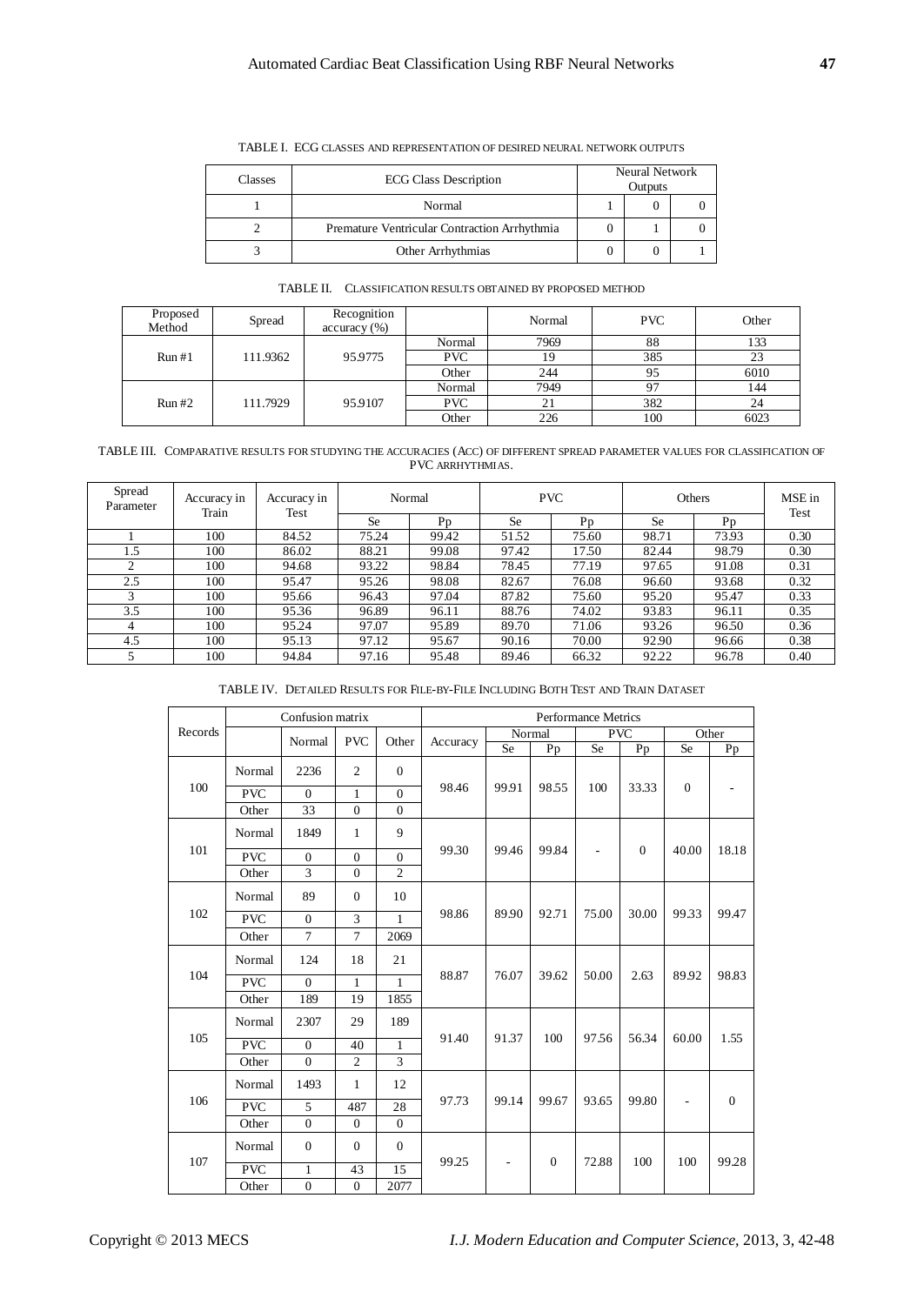TABLE I. ECG CLASSES AND REPRESENTATION OF DESIRED NEURAL NETWORK OUTPUTS

| Classes | ECG Class Description | Neural Network Outputs | | |
|---|---|---|---|---|
| 1 | Normal | 1 | 0 | 0 |
| 2 | Premature Ventricular Contraction Arrhythmia | 0 | 1 | 0 |
| 3 | Other Arrhythmias | 0 | 0 | 1 |

TABLE II. CLASSIFICATION RESULTS OBTAINED BY PROPOSED METHOD

| Proposed Method | Spread | Recognition accuracy (%) | | Normal | PVC | Other |
|---|---|---|---|---|---|---|
| Run #1 | 111.9362 | 95.9775 | Normal | 7969 | 88 | 133 |
| | | | PVC | 19 | 385 | 23 |
| | | | Other | 244 | 95 | 6010 |
| Run #2 | 111.7929 | 95.9107 | Normal | 7949 | 97 | 144 |
| | | | PVC | 21 | 382 | 24 |
| | | | Other | 226 | 100 | 6023 |

TABLE III. COMPARATIVE RESULTS FOR STUDYING THE ACCURACIES (ACC) OF DIFFERENT SPREAD PARAMETER VALUES FOR CLASSIFICATION OF PVC ARRHYTHMIAS.

| Spread Parameter | Accuracy in Train | Accuracy in Test | Normal | | PVC | | Others | | MSE in Test |
|---|---|---|---|---|---|---|---|---|---|
| | | | Se | Pp | Se | Pp | Se | Pp | |
| 1 | 100 | 84.52 | 75.24 | 99.42 | 51.52 | 75.60 | 98.71 | 73.93 | 0.30 |
| 1.5 | 100 | 86.02 | 88.21 | 99.08 | 97.42 | 17.50 | 82.44 | 98.79 | 0.30 |
| 2 | 100 | 94.68 | 93.22 | 98.84 | 78.45 | 77.19 | 97.65 | 91.08 | 0.31 |
| 2.5 | 100 | 95.47 | 95.26 | 98.08 | 82.67 | 76.08 | 96.60 | 93.68 | 0.32 |
| 3 | 100 | 95.66 | 96.43 | 97.04 | 87.82 | 75.60 | 95.20 | 95.47 | 0.33 |
| 3.5 | 100 | 95.36 | 96.89 | 96.11 | 88.76 | 74.02 | 93.83 | 96.11 | 0.35 |
| 4 | 100 | 95.24 | 97.07 | 95.89 | 89.70 | 71.06 | 93.26 | 96.50 | 0.36 |
| 4.5 | 100 | 95.13 | 97.12 | 95.67 | 90.16 | 70.00 | 92.90 | 96.66 | 0.38 |
| 5 | 100 | 94.84 | 97.16 | 95.48 | 89.46 | 66.32 | 92.22 | 96.78 | 0.40 |

TABLE IV. DETAILED RESULTS FOR FILE-BY-FILE INCLUDING BOTH TEST AND TRAIN DATASET

| Records | Confusion matrix | | | | Performance Metrics | | | | | | |
|---|---|---|---|---|---|---|---|---|---|---|---|
| | | Normal | PVC | Other | Accuracy | Normal | | PVC | | Other | |
| | | | | | | Se | Pp | Se | Pp | Se | Pp |
| 100 | Normal | 2236 | 2 | 0 | 98.46 | 99.91 | 98.55 | 100 | 33.33 | 0 | - |
| | PVC | 0 | 1 | 0 | | | | | | | |
| | Other | 33 | 0 | 0 | | | | | | | |
| 101 | Normal | 1849 | 1 | 9 | 99.30 | 99.46 | 99.84 | - | 0 | 40.00 | 18.18 |
| | PVC | 0 | 0 | 0 | | | | | | | |
| | Other | 3 | 0 | 2 | | | | | | | |
| 102 | Normal | 89 | 0 | 10 | 98.86 | 89.90 | 92.71 | 75.00 | 30.00 | 99.33 | 99.47 |
| | PVC | 0 | 3 | 1 | | | | | | | |
| | Other | 7 | 7 | 2069 | | | | | | | |
| 104 | Normal | 124 | 18 | 21 | 88.87 | 76.07 | 39.62 | 50.00 | 2.63 | 89.92 | 98.83 |
| | PVC | 0 | 1 | 1 | | | | | | | |
| | Other | 189 | 19 | 1855 | | | | | | | |
| 105 | Normal | 2307 | 29 | 189 | 91.40 | 91.37 | 100 | 97.56 | 56.34 | 60.00 | 1.55 |
| | PVC | 0 | 40 | 1 | | | | | | | |
| | Other | 0 | 2 | 3 | | | | | | | |
| 106 | Normal | 1493 | 1 | 12 | 97.73 | 99.14 | 99.67 | 93.65 | 99.80 | - | 0 |
| | PVC | 5 | 487 | 28 | | | | | | | |
| | Other | 0 | 0 | 0 | | | | | | | |
| 107 | Normal | 0 | 0 | 0 | 99.25 | - | 0 | 72.88 | 100 | 100 | 99.28 |
| | PVC | 1 | 43 | 15 | | | | | | | |
| | Other | 0 | 0 | 2077 | | | | | | | |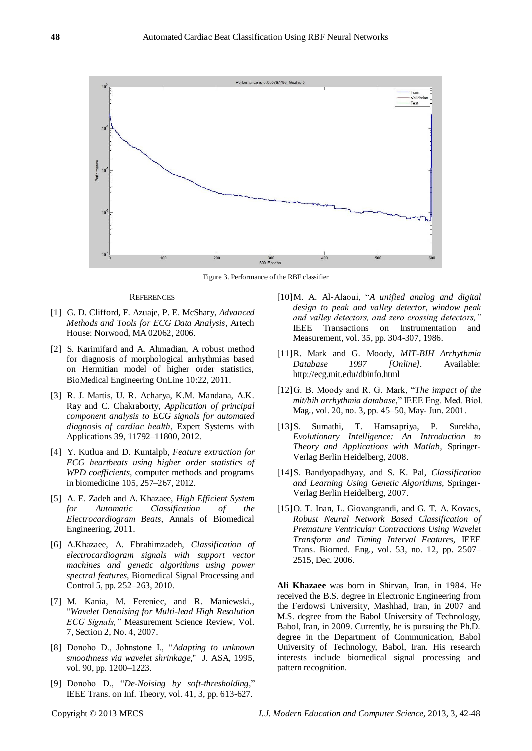Performance is 0.000767786, Goal is 0

Train
Validation
Test

Performance

$10^0$
$10^{-1}$
$10^{-2}$
$10^{-3}$
$10^{-4}$

0 100 200 300 400 500 600

600 Epochs

Figure 3. Performance of the RBF classifier

## REFERENCES

[1] G. D. Clifford, F. Azuaje, P. E. McShary, *Advanced Methods and Tools for ECG Data Analysis*, Artech House: Norwood, MA 02062, 2006.

[2] S. Karimifard and A. Ahmadian, A robust method for diagnosis of morphological arrhythmias based on Hermitian model of higher order statistics, BioMedical Engineering OnLine 10:22, 2011.

[3] R. J. Martis, U. R. Acharya, K.M. Mandana, A.K. Ray and C. Chakraborty, *Application of principal component analysis to ECG signals for automated diagnosis of cardiac health*, Expert Systems with Applications 39, 11792–11800, 2012.

[4] Y. Kutlua and D. Kuntalpb, *Feature extraction for ECG heartbeats using higher order statistics of WPD coefficients*, computer methods and programs in biomedicine 105, 257–267, 2012.

[5] A. E. Zadeh and A. Khazaee, *High Efficient System for Automatic Classification of the Electrocardiogram Beats*, Annals of Biomedical Engineering, 2011.

[6] A.Khazaee, A. Ebrahimzadeh, *Classification of electrocardiogram signals with support vector machines and genetic algorithms using power spectral features*, Biomedical Signal Processing and Control 5, pp. 252–263, 2010.

[7] M. Kania, M. Fereniec, and R. Maniewski., "*Wavelet Denoising for Multi-lead High Resolution ECG Signals,"* Measurement Science Review, Vol. 7, Section 2, No. 4, 2007.

[8] Donoho D., Johnstone I., "*Adapting to unknown smoothness via wavelet shrinkage*," J. ASA, 1995, vol. 90, pp. 1200–1223.

[9] Donoho D., "*De-Noising by soft-thresholding*," IEEE Trans. on Inf. Theory, vol. 41, 3, pp. 613-627.

[10] M. A. Al-Alaoui, "*A unified analog and digital design to peak and valley detector, window peak and valley detectors, and zero crossing detectors,"* IEEE Transactions on Instrumentation and Measurement, vol. 35, pp. 304-307, 1986.

[11] R. Mark and G. Moody, *MIT-BIH Arrhythmia Database 1997 [Online].* Available: http://ecg.mit.edu/dbinfo.html

[12] G. B. Moody and R. G. Mark, "*The impact of the mit/bih arrhythmia database*," IEEE Eng. Med. Biol. Mag., vol. 20, no. 3, pp. 45–50, May- Jun. 2001.

[13] S. Sumathi, T. Hamsapriya, P. Surekha, *Evolutionary Intelligence: An Introduction to Theory and Applications with Matlab*, Springer-Verlag Berlin Heidelberg, 2008.

[14] S. Bandyopadhyay, and S. K. Pal, *Classification and Learning Using Genetic Algorithms,* Springer-Verlag Berlin Heidelberg, 2007.

[15] O. T. Inan, L. Giovangrandi, and G. T. A. Kovacs, *Robust Neural Network Based Classification of Premature Ventricular Contractions Using Wavelet Transform and Timing Interval Features,* IEEE Trans. Biomed. Eng., vol. 53, no. 12, pp. 2507–2515, Dec. 2006.

**Ali Khazaee** was born in Shirvan, Iran, in 1984. He received the B.S. degree in Electronic Engineering from the Ferdowsi University, Mashhad, Iran, in 2007 and M.S. degree from the Babol University of Technology, Babol, Iran, in 2009. Currently, he is pursuing the Ph.D. degree in the Department of Communication, Babol University of Technology, Babol, Iran. His research interests include biomedical signal processing and pattern recognition.